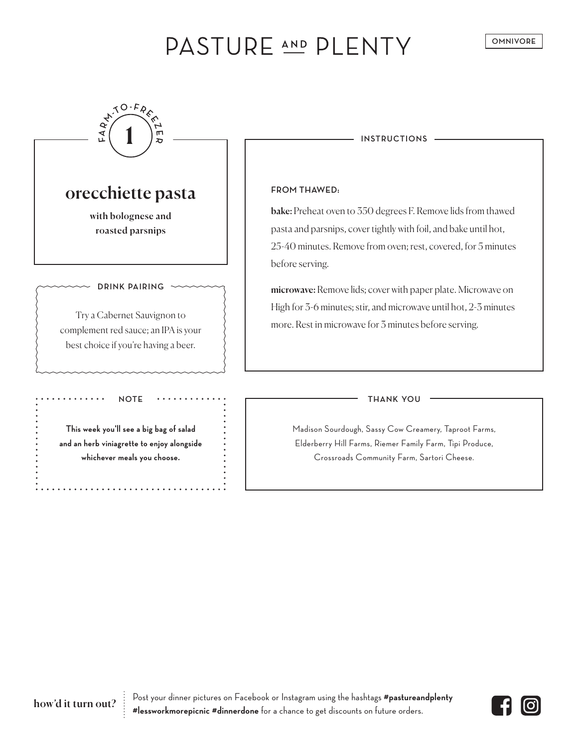# PASTURE AND PLENTY

OMNIVORE

FARM-TO-FREEZER

1

## orecchiette pasta

**with bolognese and roasted parsnips**

### DRINK PAIRING

Try a Cabernet Sauvignon to complement red sauce; an IPA is your best choice if you're having a beer.

### NOTE

**This week you'll see a big bag of salad and an herb viniagrette to enjoy alongside whichever meals you choose.**

### INSTRUCTIONS

FROM THAWED:

**bake:** Preheat oven to 350 degrees F. Remove lids from thawed pasta and parsnips, cover tightly with foil, and bake until hot, 25-40 minutes. Remove from oven; rest, covered, for 5 minutes before serving.

**microwave:** Remove lids; cover with paper plate. Microwave on High for 3-6 minutes; stir, and microwave until hot, 2-3 minutes more. Rest in microwave for 3 minutes before serving.

### THANK YOU

Madison Sourdough, Sassy Cow Creamery, Taproot Farms, Elderberry Hill Farms, Riemer Family Farm, Tipi Produce, Crossroads Community Farm, Sartori Cheese.

**how'd it turn out?**

Post your dinner pictures on Facebook or Instagram using the hashtags **#pastureandplenty #lessworkmorepicnic #dinnerdone** for a chance to get discounts on future orders.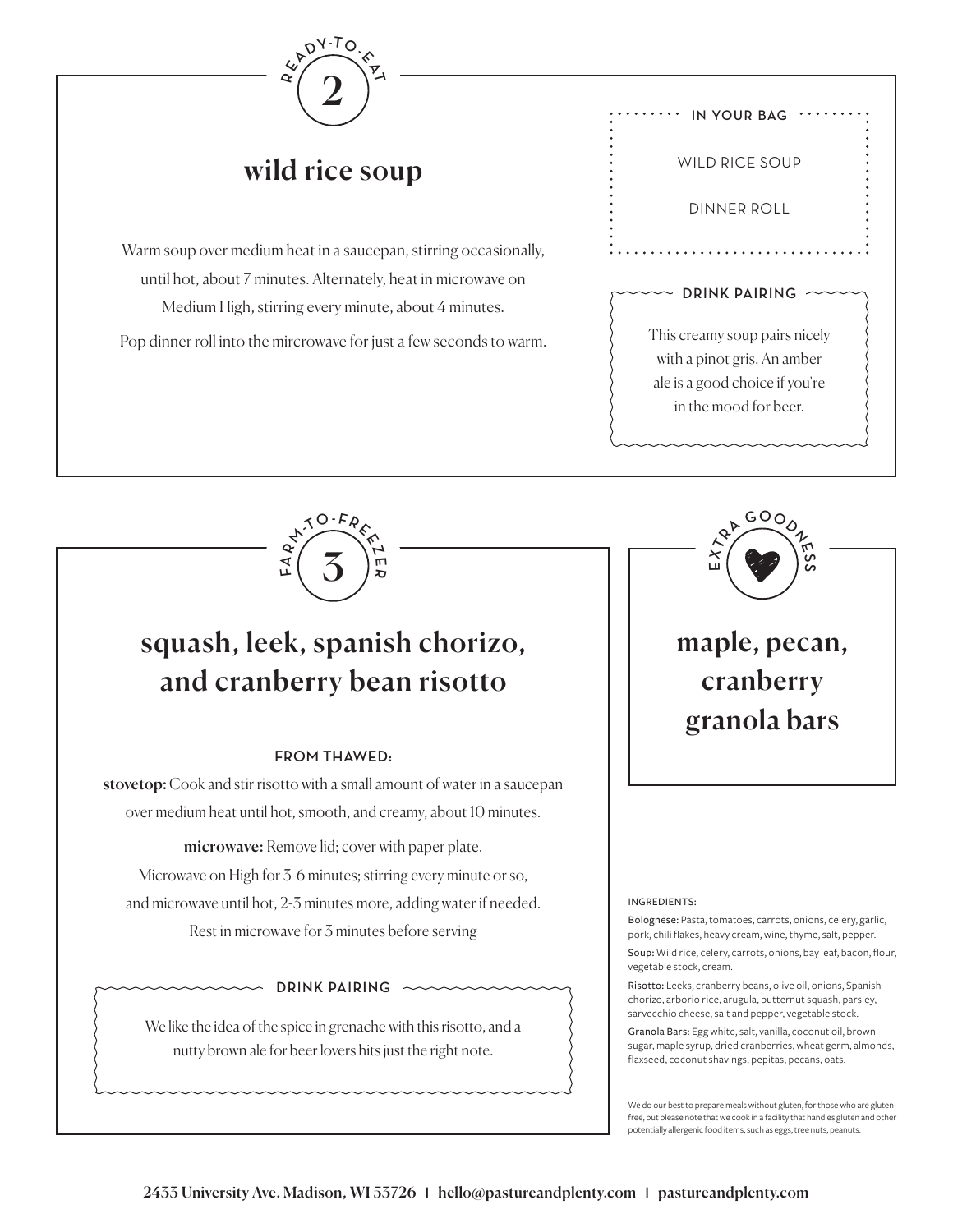READY-TO-EAT 2

## wild rice soup

Warm soup over medium heat in a saucepan, stirring occasionally, until hot, about 7 minutes. Alternately, heat in microwave on Medium High, stirring every minute, about 4 minutes.

Pop dinner roll into the mircrowave for just a few seconds to warm.

**IN YOUR BAG**

WILD RICE SOUP

DINNER ROLL

**DRINK PAIRING**

This creamy soup pairs nicely with a pinot gris. An amber ale is a good choice if you're in the mood for beer.

FARM-TO-FREEZER 3

## squash, leek, spanish chorizo, and cranberry bean risotto

**FROM THAWED:**

**stovetop:** Cook and stir risotto with a small amount of water in a saucepan over medium heat until hot, smooth, and creamy, about 10 minutes.

**microwave:** Remove lid; cover with paper plate. Microwave on High for 3-6 minutes; stirring every minute or so, and microwave until hot, 2-3 minutes more, adding water if needed. Rest in microwave for 3 minutes before serving

**DRINK PAIRING**

We like the idea of the spice in grenache with this risotto, and a nutty brown ale for beer lovers hits just the right note.

EXTRA GOODNESS

## maple, pecan, cranberry granola bars

INGREDIENTS:

Bolognese: Pasta, tomatoes, carrots, onions, celery, garlic, pork, chili flakes, heavy cream, wine, thyme, salt, pepper.

Soup: Wild rice, celery, carrots, onions, bay leaf, bacon, flour, vegetable stock, cream.

Risotto: Leeks, cranberry beans, olive oil, onions, Spanish chorizo, arborio rice, arugula, butternut squash, parsley, sarvecchio cheese, salt and pepper, vegetable stock.

Granola Bars: Egg white, salt, vanilla, coconut oil, brown sugar, maple syrup, dried cranberries, wheat germ, almonds, flaxseed, coconut shavings, pepitas, pecans, oats.

We do our best to prepare meals without gluten, for those who are gluten-free, but please note that we cook in a facility that handles gluten and other potentially allergenic food items, such as eggs, tree nuts, peanuts.

**2433 University Ave. Madison, WI 53726 | hello@pastureandplenty.com | pastureandplenty.com**